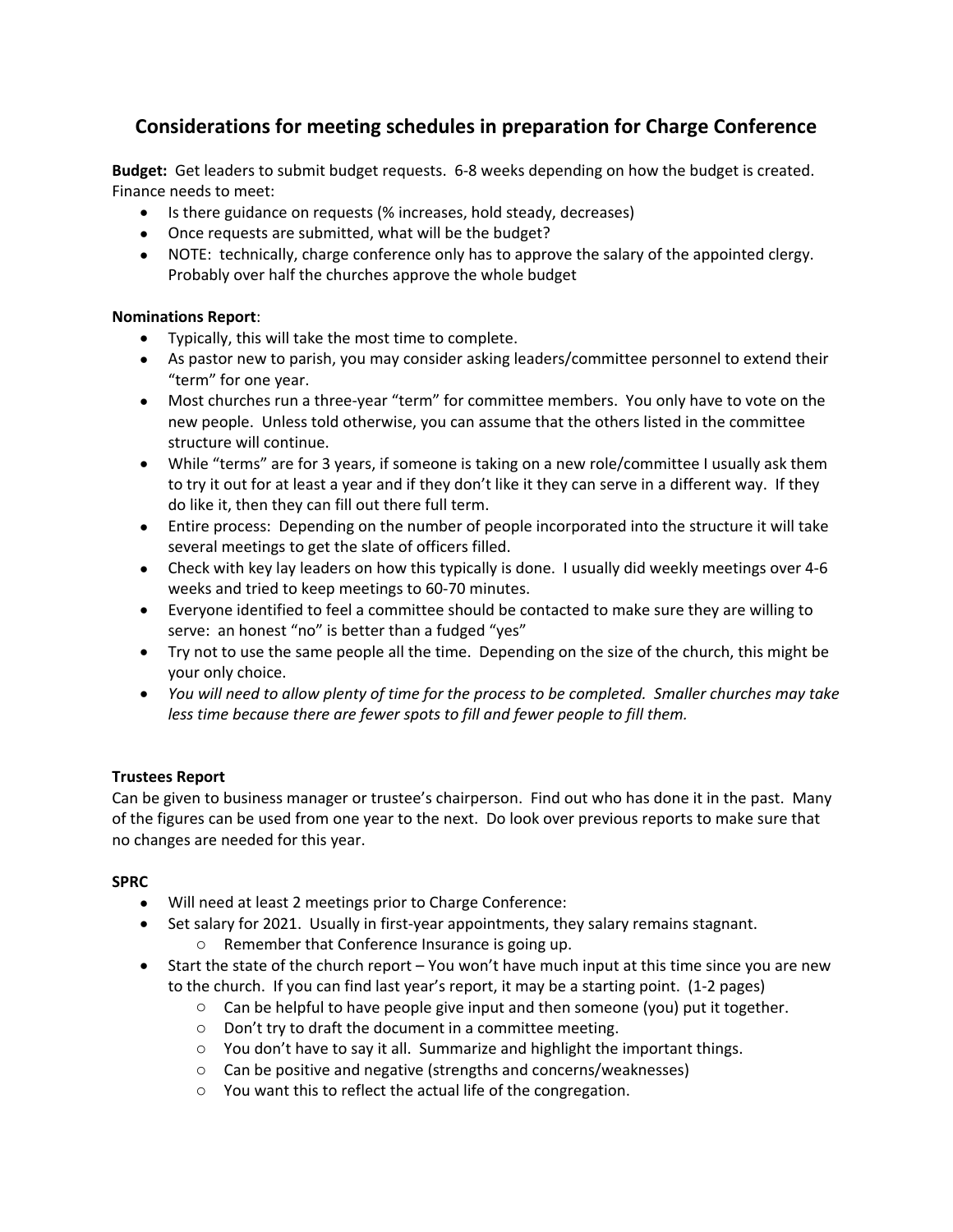# Considerations for meeting schedules in preparation for Charge Conference

**Budget:** Get leaders to submit budget requests. 6-8 weeks depending on how the budget is created. Finance needs to meet:

- Is there guidance on requests (% increases, hold steady, decreases)
- Once requests are submitted, what will be the budget?
- NOTE: technically, charge conference only has to approve the salary of the appointed clergy. Probably over half the churches approve the whole budget

**Nominations Report**:

- Typically, this will take the most time to complete.
- As pastor new to parish, you may consider asking leaders/committee personnel to extend their "term" for one year.
- Most churches run a three-year "term" for committee members. You only have to vote on the new people. Unless told otherwise, you can assume that the others listed in the committee structure will continue.
- While "terms" are for 3 years, if someone is taking on a new role/committee I usually ask them to try it out for at least a year and if they don't like it they can serve in a different way. If they do like it, then they can fill out there full term.
- Entire process: Depending on the number of people incorporated into the structure it will take several meetings to get the slate of officers filled.
- Check with key lay leaders on how this typically is done. I usually did weekly meetings over 4-6 weeks and tried to keep meetings to 60-70 minutes.
- Everyone identified to feel a committee should be contacted to make sure they are willing to serve: an honest "no" is better than a fudged "yes"
- Try not to use the same people all the time. Depending on the size of the church, this might be your only choice.
- *You will need to allow plenty of time for the process to be completed. Smaller churches may take less time because there are fewer spots to fill and fewer people to fill them.*

**Trustees Report**

Can be given to business manager or trustee's chairperson. Find out who has done it in the past. Many of the figures can be used from one year to the next. Do look over previous reports to make sure that no changes are needed for this year.

**SPRC**

- Will need at least 2 meetings prior to Charge Conference:
- Set salary for 2021. Usually in first-year appointments, they salary remains stagnant.
  - Remember that Conference Insurance is going up.
- Start the state of the church report – You won't have much input at this time since you are new to the church. If you can find last year's report, it may be a starting point. (1-2 pages)
  - Can be helpful to have people give input and then someone (you) put it together.
  - Don't try to draft the document in a committee meeting.
  - You don't have to say it all. Summarize and highlight the important things.
  - Can be positive and negative (strengths and concerns/weaknesses)
  - You want this to reflect the actual life of the congregation.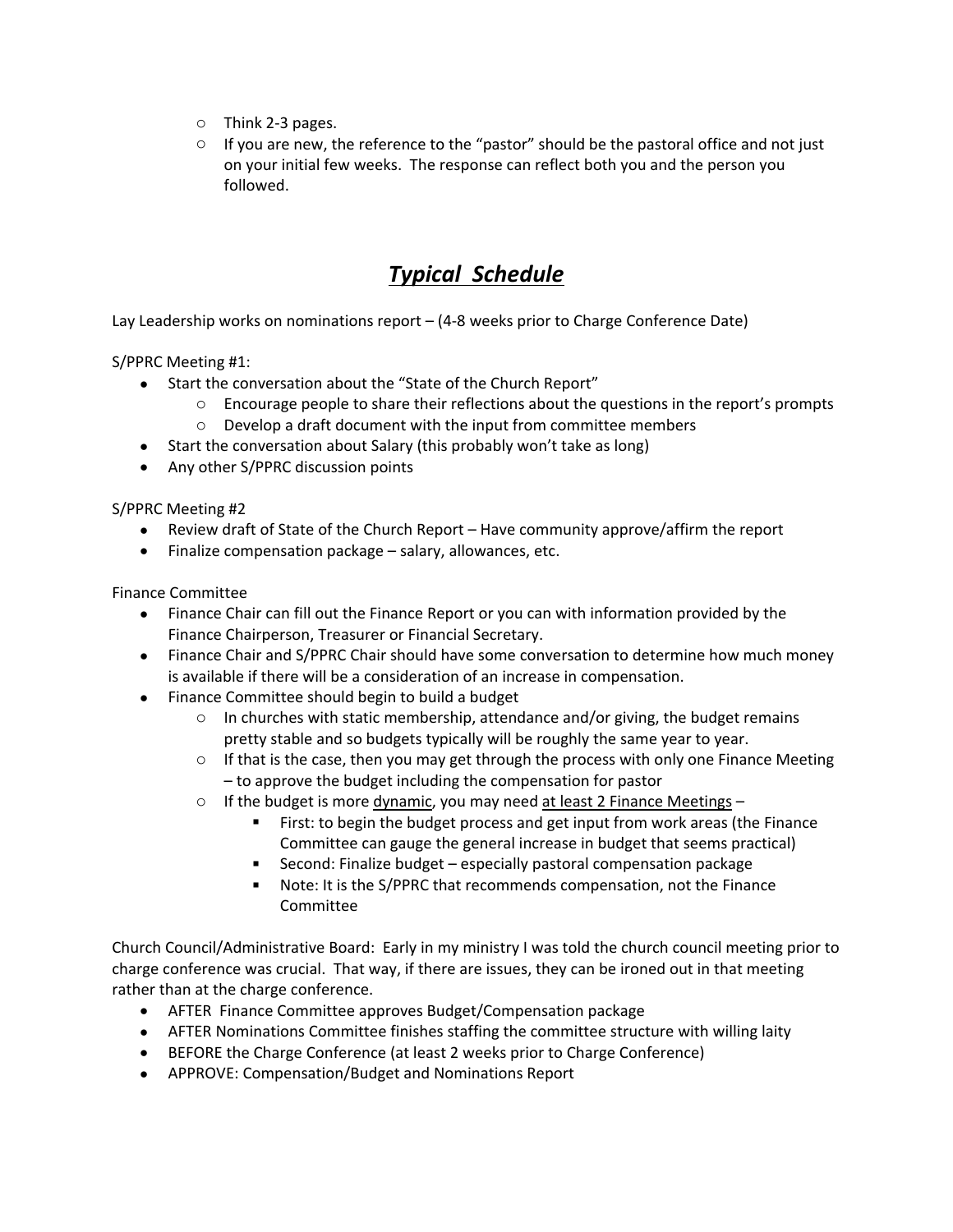- Think 2-3 pages.
- If you are new, the reference to the "pastor" should be the pastoral office and not just on your initial few weeks. The response can reflect both you and the person you followed.

# ***<u>Typical Schedule</u>***

Lay Leadership works on nominations report – (4-8 weeks prior to Charge Conference Date)

S/PPRC Meeting #1:

- Start the conversation about the "State of the Church Report"
  - Encourage people to share their reflections about the questions in the report's prompts
  - Develop a draft document with the input from committee members
- Start the conversation about Salary (this probably won't take as long)
- Any other S/PPRC discussion points

S/PPRC Meeting #2

- Review draft of State of the Church Report – Have community approve/affirm the report
- Finalize compensation package – salary, allowances, etc.

Finance Committee

- Finance Chair can fill out the Finance Report or you can with information provided by the Finance Chairperson, Treasurer or Financial Secretary.
- Finance Chair and S/PPRC Chair should have some conversation to determine how much money is available if there will be a consideration of an increase in compensation.
- Finance Committee should begin to build a budget
  - In churches with static membership, attendance and/or giving, the budget remains pretty stable and so budgets typically will be roughly the same year to year.
  - If that is the case, then you may get through the process with only one Finance Meeting – to approve the budget including the compensation for pastor
  - If the budget is more <u>dynamic</u>, you may need <u>at least 2 Finance Meetings</u> –
    - First: to begin the budget process and get input from work areas (the Finance Committee can gauge the general increase in budget that seems practical)
    - Second: Finalize budget – especially pastoral compensation package
    - Note: It is the S/PPRC that recommends compensation, not the Finance Committee

Church Council/Administrative Board: Early in my ministry I was told the church council meeting prior to charge conference was crucial. That way, if there are issues, they can be ironed out in that meeting rather than at the charge conference.

- AFTER Finance Committee approves Budget/Compensation package
- AFTER Nominations Committee finishes staffing the committee structure with willing laity
- BEFORE the Charge Conference (at least 2 weeks prior to Charge Conference)
- APPROVE: Compensation/Budget and Nominations Report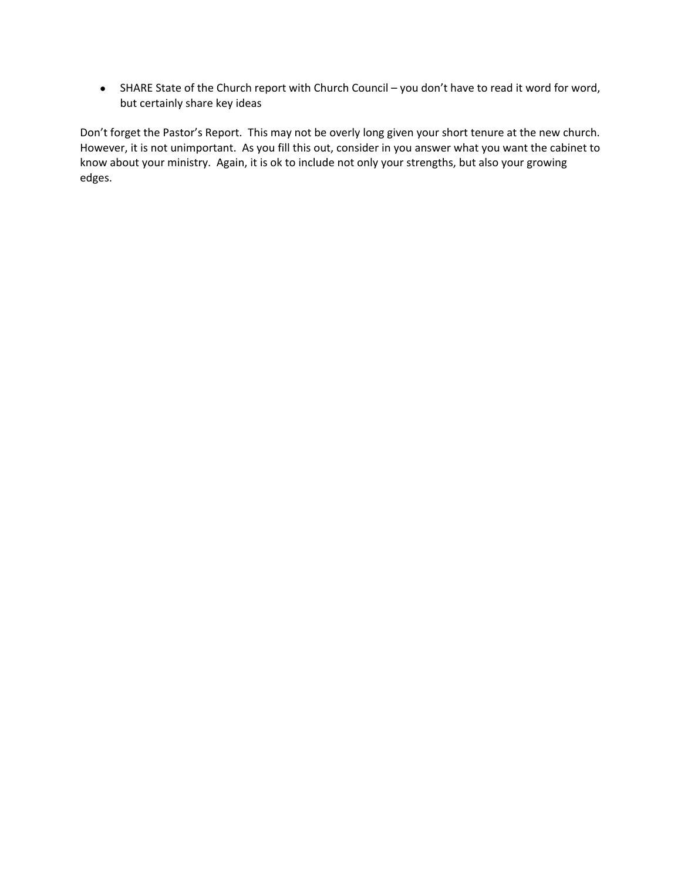- SHARE State of the Church report with Church Council – you don't have to read it word for word, but certainly share key ideas

Don't forget the Pastor's Report. This may not be overly long given your short tenure at the new church. However, it is not unimportant. As you fill this out, consider in you answer what you want the cabinet to know about your ministry. Again, it is ok to include not only your strengths, but also your growing edges.